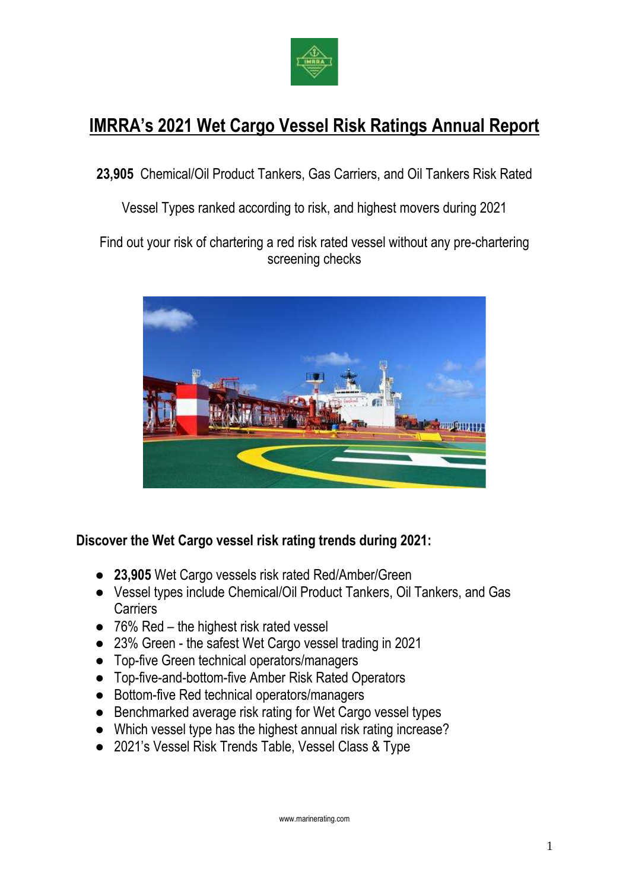# IMRRA's 2021 Wet Cargo Vessel Risk Ratings Annual Report

**23,905** Chemical/Oil Product Tankers, Gas Carriers, and Oil Tankers Risk Rated

Vessel Types ranked according to risk, and highest movers during 2021

Find out your risk of chartering a red risk rated vessel without any pre-chartering screening checks

**Discover the Wet Cargo vessel risk rating trends during 2021:**

- **23,905** Wet Cargo vessels risk rated Red/Amber/Green
- Vessel types include Chemical/Oil Product Tankers, Oil Tankers, and Gas Carriers
- 76% Red – the highest risk rated vessel
- 23% Green - the safest Wet Cargo vessel trading in 2021
- Top-five Green technical operators/managers
- Top-five-and-bottom-five Amber Risk Rated Operators
- Bottom-five Red technical operators/managers
- Benchmarked average risk rating for Wet Cargo vessel types
- Which vessel type has the highest annual risk rating increase?
- 2021's Vessel Risk Trends Table, Vessel Class & Type

www.marinerating.com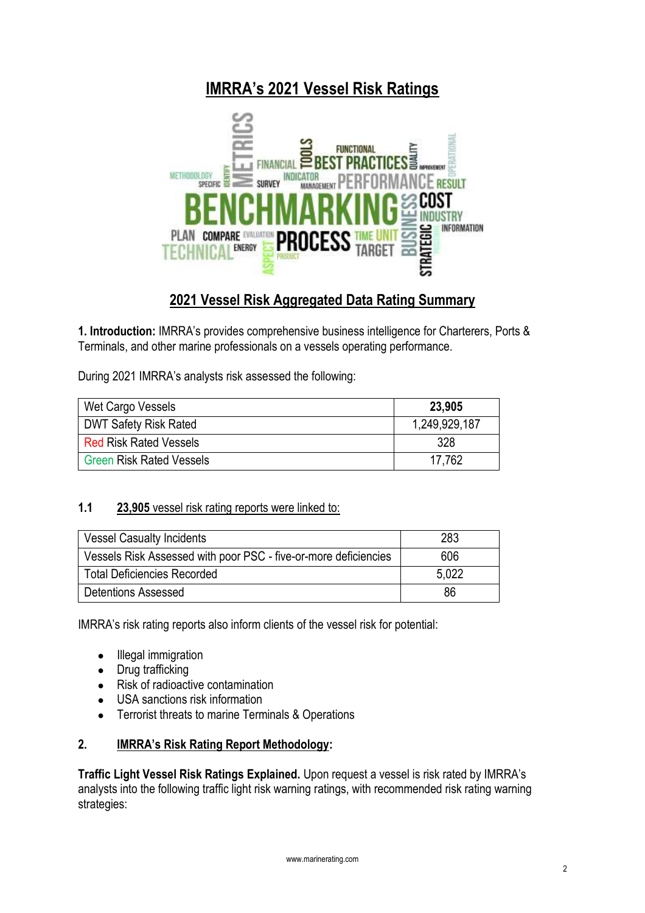# IMRRA's 2021 Vessel Risk Ratings

## 2021 Vessel Risk Aggregated Data Rating Summary

**1. Introduction:** IMRRA's provides comprehensive business intelligence for Charterers, Ports & Terminals, and other marine professionals on a vessels operating performance.

During 2021 IMRRA's analysts risk assessed the following:

| Wet Cargo Vessels | **23,905** |
|---|---|
| DWT Safety Risk Rated | 1,249,929,187 |
| Red Risk Rated Vessels | 328 |
| Green Risk Rated Vessels | 17,762 |

### 1.1 **23,905** vessel risk rating reports were linked to:

| Vessel Casualty Incidents | 283 |
|---|---|
| Vessels Risk Assessed with poor PSC - five-or-more deficiencies | 606 |
| Total Deficiencies Recorded | 5,022 |
| Detentions Assessed | 86 |

IMRRA's risk rating reports also inform clients of the vessel risk for potential:

- Illegal immigration
- Drug trafficking
- Risk of radioactive contamination
- USA sanctions risk information
- Terrorist threats to marine Terminals & Operations

## 2. IMRRA's Risk Rating Report Methodology:

**Traffic Light Vessel Risk Ratings Explained.** Upon request a vessel is risk rated by IMRRA's analysts into the following traffic light risk warning ratings, with recommended risk rating warning strategies: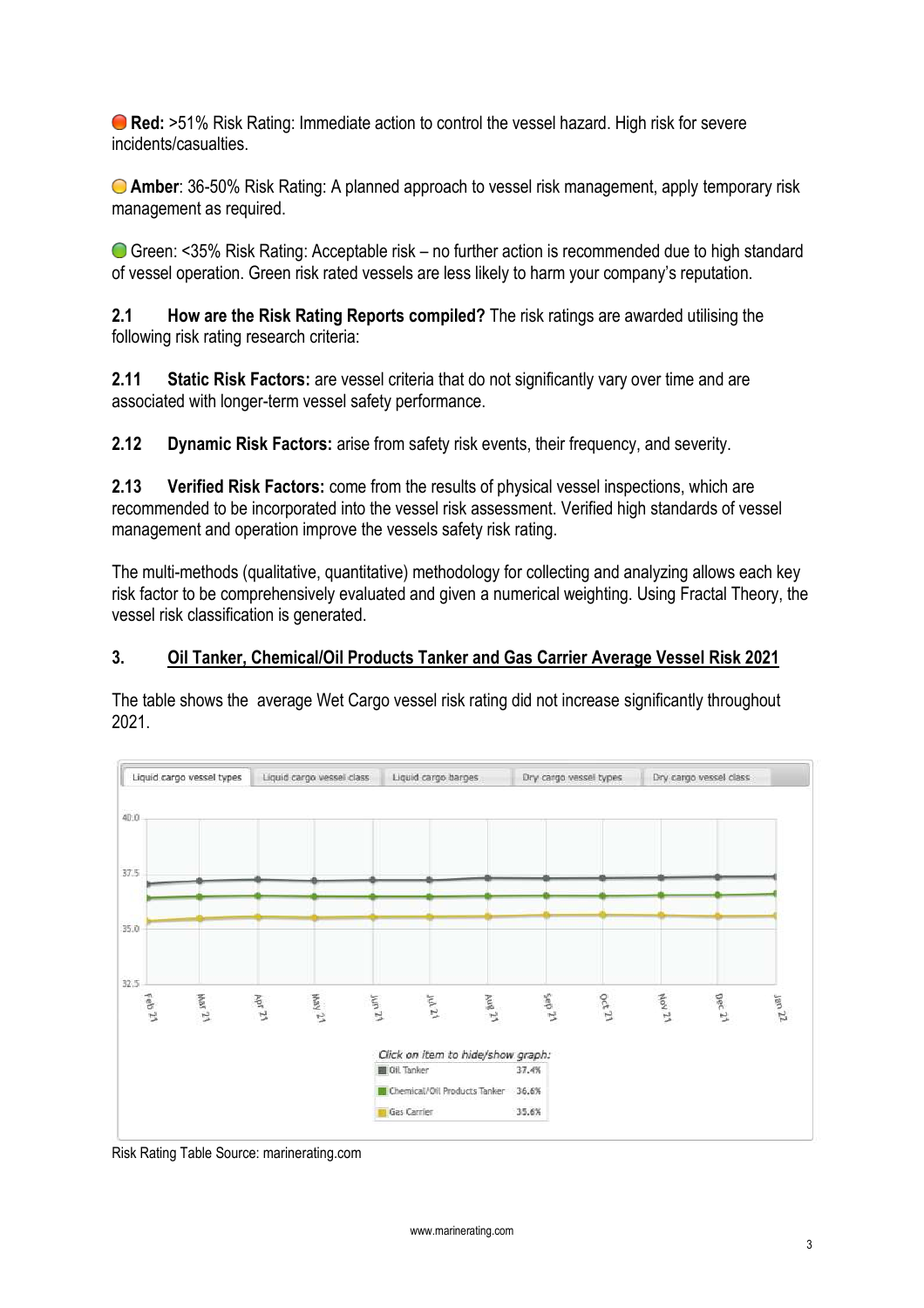**Red:** >51% Risk Rating: Immediate action to control the vessel hazard. High risk for severe incidents/casualties.

**Amber**: 36-50% Risk Rating: A planned approach to vessel risk management, apply temporary risk management as required.

Green: <35% Risk Rating: Acceptable risk – no further action is recommended due to high standard of vessel operation. Green risk rated vessels are less likely to harm your company's reputation.

**2.1 How are the Risk Rating Reports compiled?** The risk ratings are awarded utilising the following risk rating research criteria:

**2.11 Static Risk Factors:** are vessel criteria that do not significantly vary over time and are associated with longer-term vessel safety performance.

**2.12 Dynamic Risk Factors:** arise from safety risk events, their frequency, and severity.

**2.13 Verified Risk Factors:** come from the results of physical vessel inspections, which are recommended to be incorporated into the vessel risk assessment. Verified high standards of vessel management and operation improve the vessels safety risk rating.

The multi-methods (qualitative, quantitative) methodology for collecting and analyzing allows each key risk factor to be comprehensively evaluated and given a numerical weighting. Using Fractal Theory, the vessel risk classification is generated.

## 3. Oil Tanker, Chemical/Oil Products Tanker and Gas Carrier Average Vessel Risk 2021

The table shows the average Wet Cargo vessel risk rating did not increase significantly throughout 2021.

Liquid cargo vessel types | Liquid cargo vessel class | Liquid cargo barges | Dry cargo vessel types | Dry cargo vessel class

Click on item to hide/show graph:

| Vessel type | Risk rating |
|---|---|
| Oil Tanker | 37.4% |
| Chemical/Oil Products Tanker | 36.6% |
| Gas Carrier | 35.6% |

Risk Rating Table Source: marinerating.com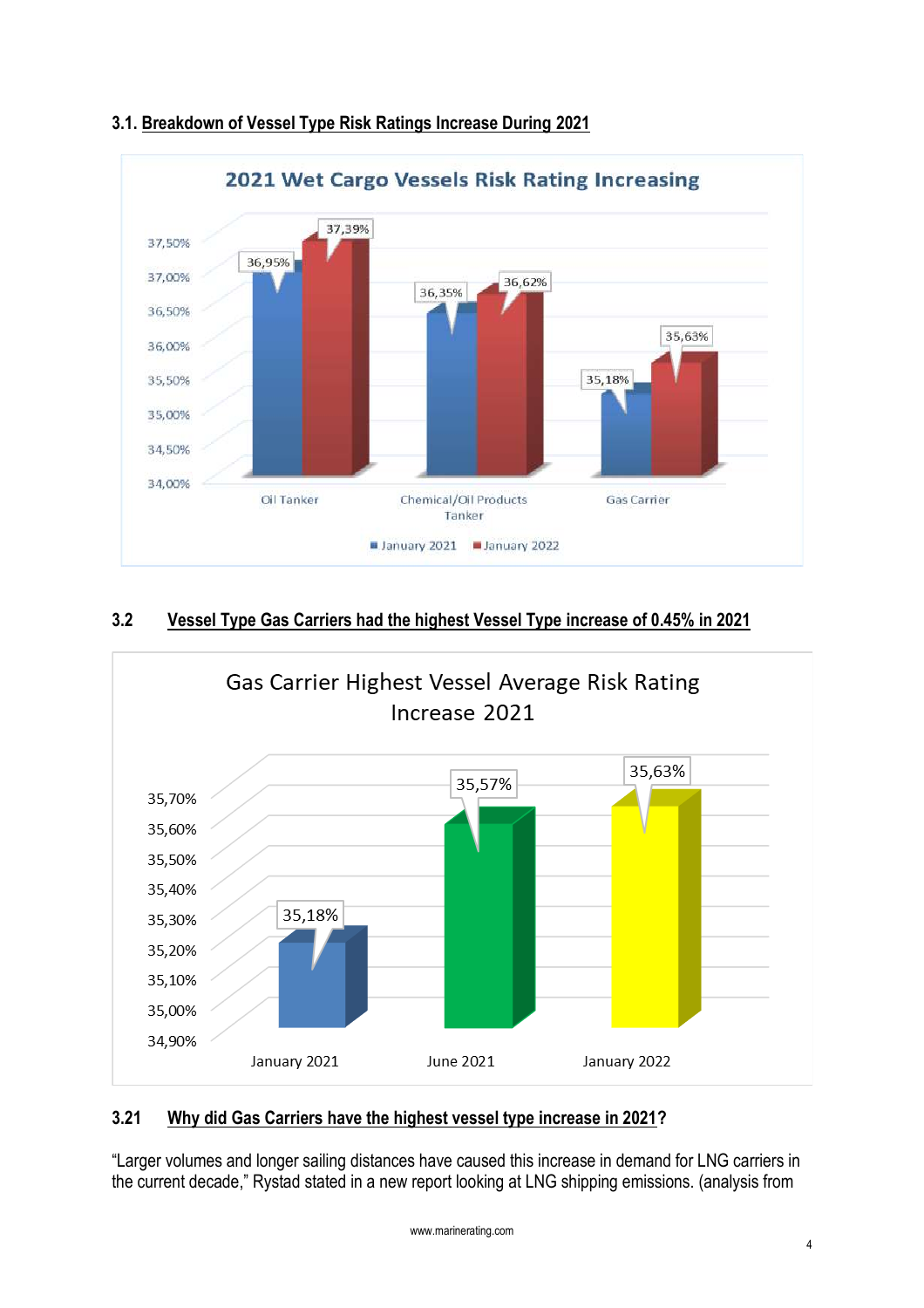### 3.1. Breakdown of Vessel Type Risk Ratings Increase During 2021

**2021 Wet Cargo Vessels Risk Rating Increasing**

| Vessel Type | January 2021 | January 2022 |
|---|---|---|
| Oil Tanker | 36,95% | 37,39% |
| Chemical/Oil Products Tanker | 36,35% | 36,62% |
| Gas Carrier | 35,18% | 35,63% |

### 3.2 Vessel Type Gas Carriers had the highest Vessel Type increase of 0.45% in 2021

**Gas Carrier Highest Vessel Average Risk Rating Increase 2021**

| January 2021 | June 2021 | January 2022 |
|---|---|---|
| 35,18% | 35,57% | 35,63% |

### 3.21 Why did Gas Carriers have the highest vessel type increase in 2021?

"Larger volumes and longer sailing distances have caused this increase in demand for LNG carriers in the current decade," Rystad stated in a new report looking at LNG shipping emissions. (analysis from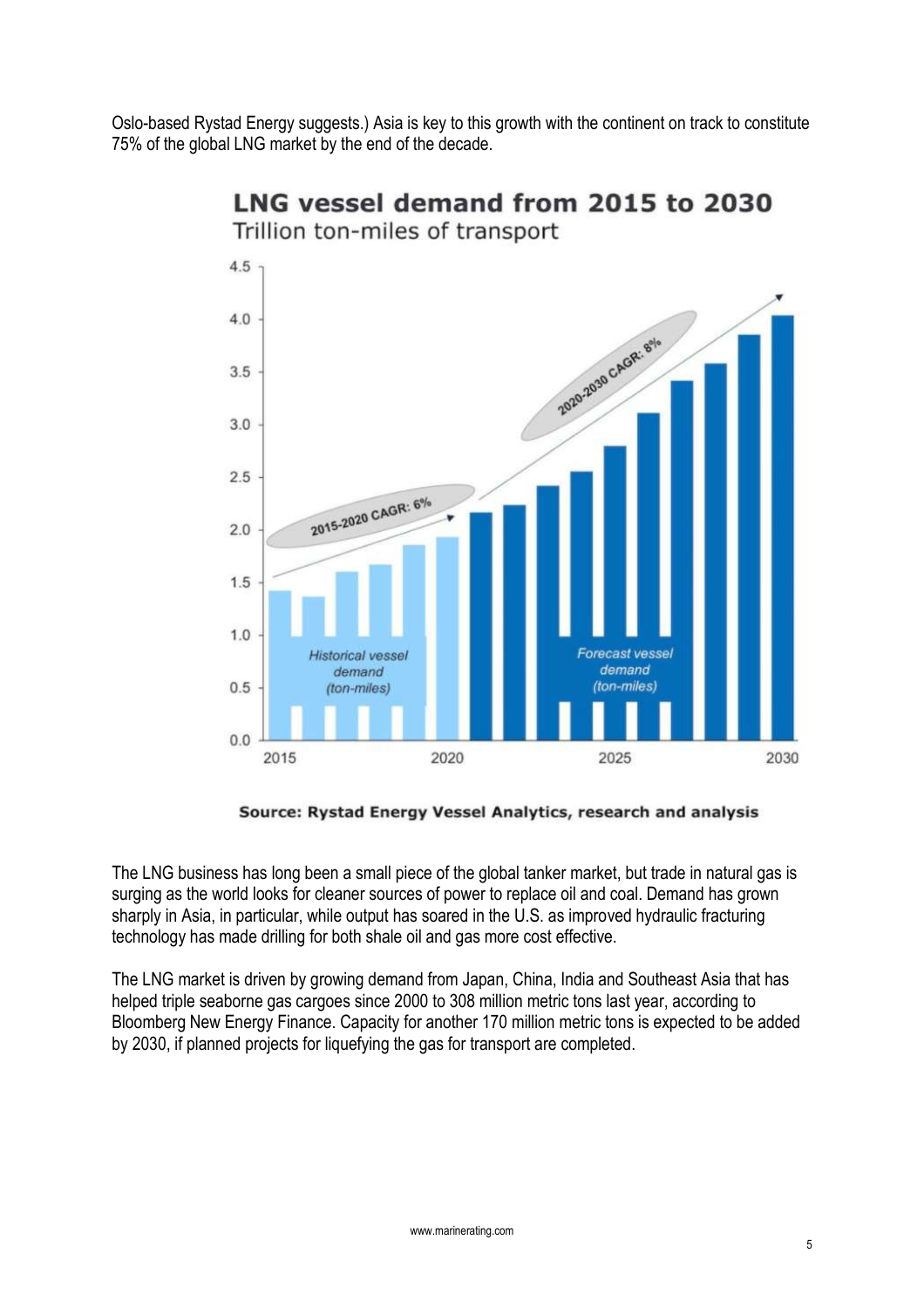Oslo-based Rystad Energy suggests.) Asia is key to this growth with the continent on track to constitute 75% of the global LNG market by the end of the decade.

**LNG vessel demand from 2015 to 2030**
Trillion ton-miles of transport

Source: Rystad Energy Vessel Analytics, research and analysis

The LNG business has long been a small piece of the global tanker market, but trade in natural gas is surging as the world looks for cleaner sources of power to replace oil and coal. Demand has grown sharply in Asia, in particular, while output has soared in the U.S. as improved hydraulic fracturing technology has made drilling for both shale oil and gas more cost effective.

The LNG market is driven by growing demand from Japan, China, India and Southeast Asia that has helped triple seaborne gas cargoes since 2000 to 308 million metric tons last year, according to Bloomberg New Energy Finance. Capacity for another 170 million metric tons is expected to be added by 2030, if planned projects for liquefying the gas for transport are completed.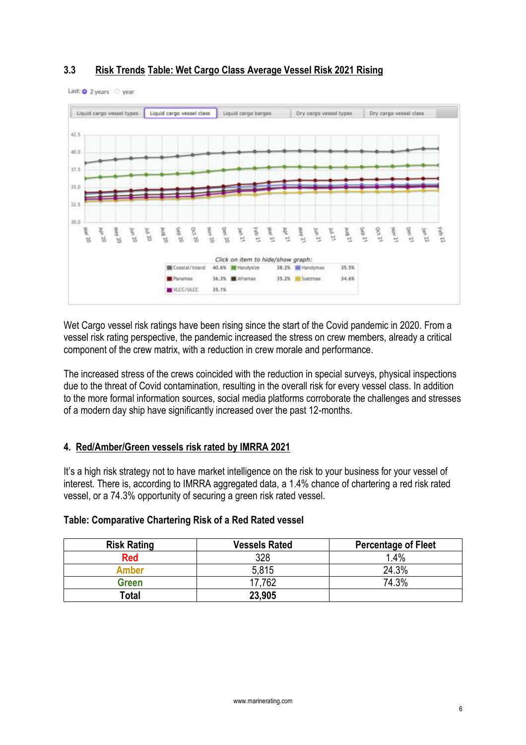### 3.3 Risk Trends Table: Wet Cargo Class Average Vessel Risk 2021 Rising

Wet Cargo vessel risk ratings have been rising since the start of the Covid pandemic in 2020. From a vessel risk rating perspective, the pandemic increased the stress on crew members, already a critical component of the crew matrix, with a reduction in crew morale and performance.

The increased stress of the crews coincided with the reduction in special surveys, physical inspections due to the threat of Covid contamination, resulting in the overall risk for every vessel class. In addition to the more formal information sources, social media platforms corroborate the challenges and stresses of a modern day ship have significantly increased over the past 12-months.

## 4. Red/Amber/Green vessels risk rated by IMRRA 2021

It's a high risk strategy not to have market intelligence on the risk to your business for your vessel of interest. There is, according to IMRRA aggregated data, a 1.4% chance of chartering a red risk rated vessel, or a 74.3% opportunity of securing a green risk rated vessel.

**Table: Comparative Chartering Risk of a Red Rated vessel**

| Risk Rating | Vessels Rated | Percentage of Fleet |
|---|---|---|
| Red | 328 | 1.4% |
| Amber | 5,815 | 24.3% |
| Green | 17,762 | 74.3% |
| **Total** | **23,905** | |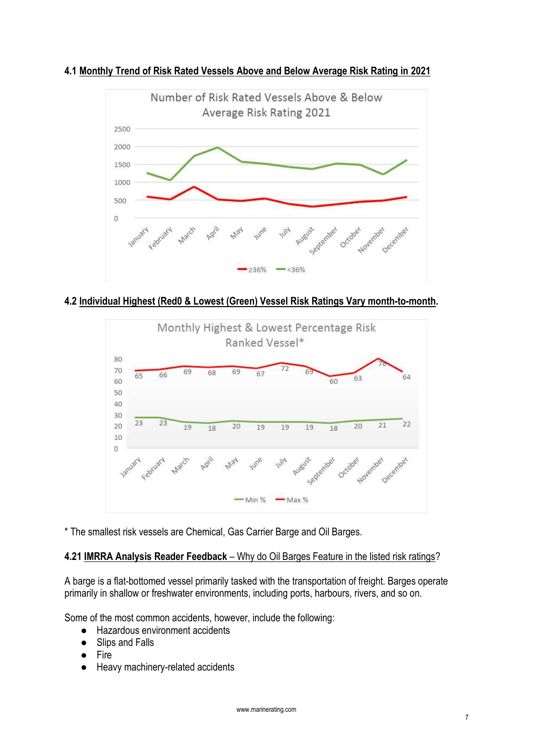### 4.1 Monthly Trend of Risk Rated Vessels Above and Below Average Risk Rating in 2021

Number of Risk Rated Vessels Above & Below Average Risk Rating 2021

### 4.2 Individual Highest (Red0 & Lowest (Green) Vessel Risk Ratings Vary month-to-month.

Monthly Highest & Lowest Percentage Risk Ranked Vessel*

| | January | February | March | April | May | June | July | August | September | October | November | December |
|---|---|---|---|---|---|---|---|---|---|---|---|---|
| Max % | 65 | 66 | 69 | 68 | 69 | 67 | 72 | 69 | 60 | 63 | 76 | 64 |
| Min % | 23 | 23 | 19 | 18 | 20 | 19 | 19 | 19 | 18 | 20 | 21 | 22 |

* The smallest risk vessels are Chemical, Gas Carrier Barge and Oil Barges.

### 4.21 IMRRA Analysis Reader Feedback – Why do Oil Barges Feature in the listed risk ratings?

A barge is a flat-bottomed vessel primarily tasked with the transportation of freight. Barges operate primarily in shallow or freshwater environments, including ports, harbours, rivers, and so on.

Some of the most common accidents, however, include the following:

- Hazardous environment accidents
- Slips and Falls
- Fire
- Heavy machinery-related accidents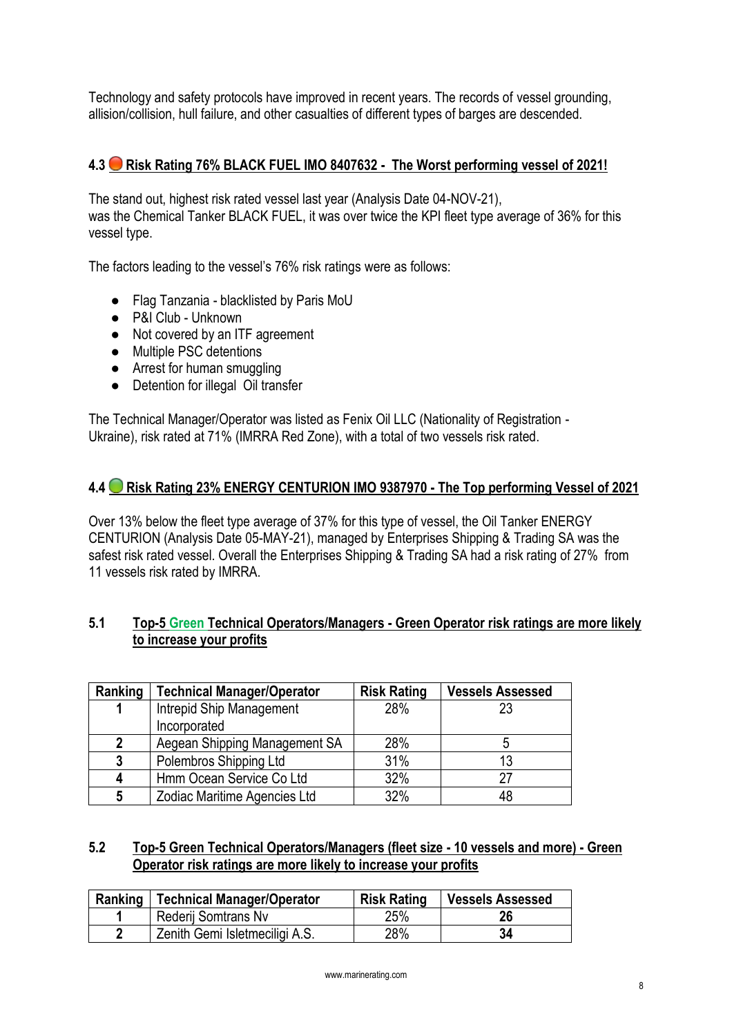Technology and safety protocols have improved in recent years. The records of vessel grounding, allision/collision, hull failure, and other casualties of different types of barges are descended.

## 4.3 🔴 Risk Rating 76% BLACK FUEL IMO 8407632 - The Worst performing vessel of 2021!

The stand out, highest risk rated vessel last year (Analysis Date 04-NOV-21), was the Chemical Tanker BLACK FUEL, it was over twice the KPI fleet type average of 36% for this vessel type.

The factors leading to the vessel's 76% risk ratings were as follows:

- Flag Tanzania - blacklisted by Paris MoU
- P&I Club - Unknown
- Not covered by an ITF agreement
- Multiple PSC detentions
- Arrest for human smuggling
- Detention for illegal Oil transfer

The Technical Manager/Operator was listed as Fenix Oil LLC (Nationality of Registration - Ukraine), risk rated at 71% (IMRRA Red Zone), with a total of two vessels risk rated.

## 4.4 🟢 Risk Rating 23% ENERGY CENTURION IMO 9387970 - The Top performing Vessel of 2021

Over 13% below the fleet type average of 37% for this type of vessel, the Oil Tanker ENERGY CENTURION (Analysis Date 05-MAY-21), managed by Enterprises Shipping & Trading SA was the safest risk rated vessel. Overall the Enterprises Shipping & Trading SA had a risk rating of 27% from 11 vessels risk rated by IMRRA.

## 5.1 Top-5 Green Technical Operators/Managers - Green Operator risk ratings are more likely to increase your profits

| Ranking | Technical Manager/Operator | Risk Rating | Vessels Assessed |
|---|---|---|---|
| 1 | Intrepid Ship Management Incorporated | 28% | 23 |
| 2 | Aegean Shipping Management SA | 28% | 5 |
| 3 | Polembros Shipping Ltd | 31% | 13 |
| 4 | Hmm Ocean Service Co Ltd | 32% | 27 |
| 5 | Zodiac Maritime Agencies Ltd | 32% | 48 |

## 5.2 Top-5 Green Technical Operators/Managers (fleet size - 10 vessels and more) - Green Operator risk ratings are more likely to increase your profits

| Ranking | Technical Manager/Operator | Risk Rating | Vessels Assessed |
|---|---|---|---|
| 1 | Rederij Somtrans Nv | 25% | **26** |
| 2 | Zenith Gemi Isletmeciligi A.S. | 28% | **34** |

www.marinerating.com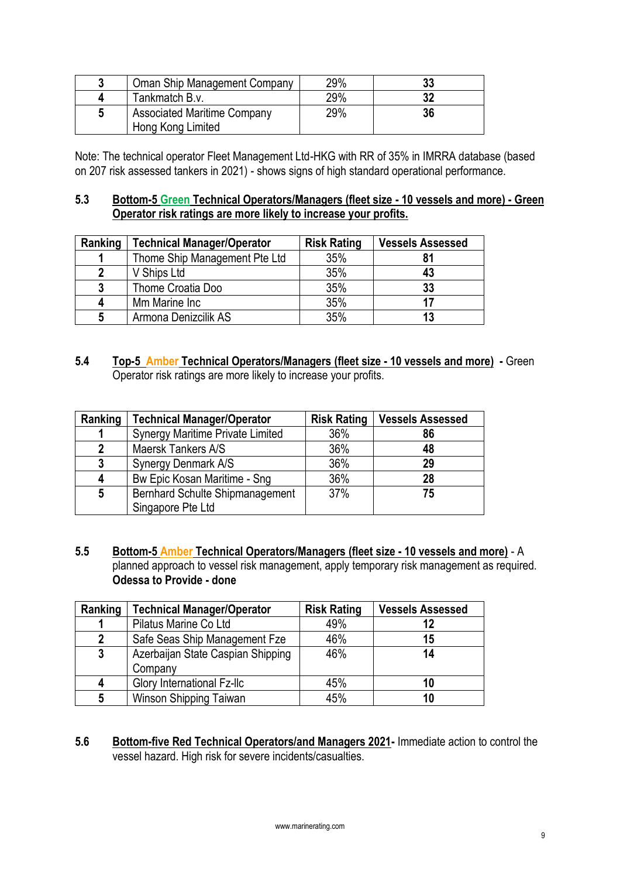| 3 | Oman Ship Management Company | 29% | 33 |
|---|---|---|---|
| 4 | Tankmatch B.v. | 29% | 32 |
| 5 | Associated Maritime Company Hong Kong Limited | 29% | 36 |

Note: The technical operator Fleet Management Ltd-HKG with RR of 35% in IMRRA database (based on 207 risk assessed tankers in 2021) - shows signs of high standard operational performance.

### 5.3 **Bottom-5 Green Technical Operators/Managers (fleet size - 10 vessels and more) - Green Operator risk ratings are more likely to increase your profits.**

| Ranking | Technical Manager/Operator | Risk Rating | Vessels Assessed |
|---|---|---|---|
| 1 | Thome Ship Management Pte Ltd | 35% | 81 |
| 2 | V Ships Ltd | 35% | 43 |
| 3 | Thome Croatia Doo | 35% | 33 |
| 4 | Mm Marine Inc | 35% | 17 |
| 5 | Armona Denizcilik AS | 35% | 13 |

### 5.4 **Top-5 Amber Technical Operators/Managers (fleet size - 10 vessels and more) -** Green Operator risk ratings are more likely to increase your profits.

| Ranking | Technical Manager/Operator | Risk Rating | Vessels Assessed |
|---|---|---|---|
| 1 | Synergy Maritime Private Limited | 36% | 86 |
| 2 | Maersk Tankers A/S | 36% | 48 |
| 3 | Synergy Denmark A/S | 36% | 29 |
| 4 | Bw Epic Kosan Maritime - Sng | 36% | 28 |
| 5 | Bernhard Schulte Shipmanagement Singapore Pte Ltd | 37% | 75 |

### 5.5 **Bottom-5 Amber Technical Operators/Managers (fleet size - 10 vessels and more)** - A planned approach to vessel risk management, apply temporary risk management as required. **Odessa to Provide - done**

| Ranking | Technical Manager/Operator | Risk Rating | Vessels Assessed |
|---|---|---|---|
| 1 | Pilatus Marine Co Ltd | 49% | 12 |
| 2 | Safe Seas Ship Management Fze | 46% | 15 |
| 3 | Azerbaijan State Caspian Shipping Company | 46% | 14 |
| 4 | Glory International Fz-llc | 45% | 10 |
| 5 | Winson Shipping Taiwan | 45% | 10 |

### 5.6 **Bottom-five Red Technical Operators/and Managers 2021-** Immediate action to control the vessel hazard. High risk for severe incidents/casualties.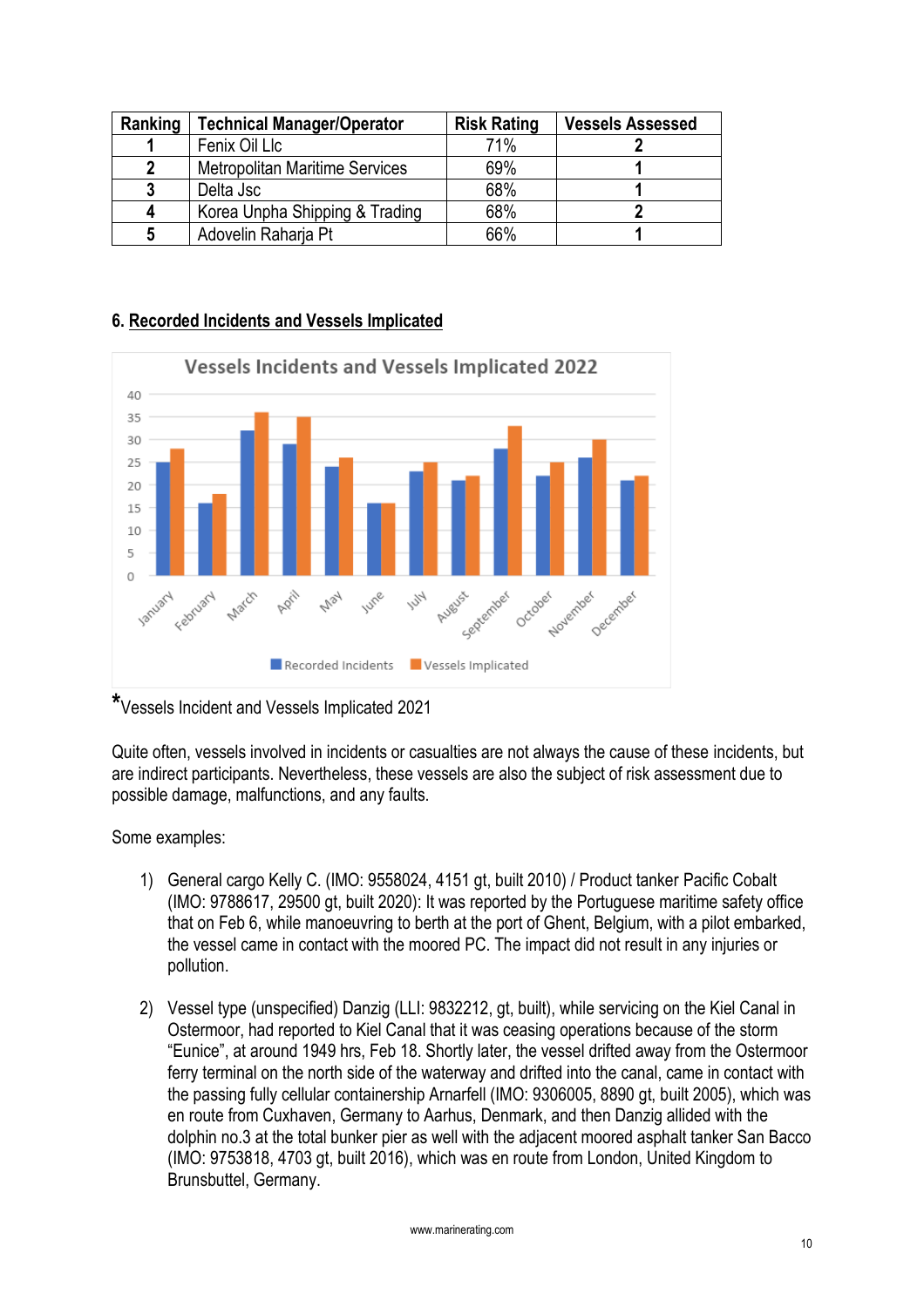| Ranking | Technical Manager/Operator | Risk Rating | Vessels Assessed |
|---|---|---|---|
| 1 | Fenix Oil Llc | 71% | 2 |
| 2 | Metropolitan Maritime Services | 69% | 1 |
| 3 | Delta Jsc | 68% | 1 |
| 4 | Korea Unpha Shipping & Trading | 68% | 2 |
| 5 | Adovelin Raharja Pt | 66% | 1 |

## 6. Recorded Incidents and Vessels Implicated

Vessels Incidents and Vessels Implicated 2022

Recorded Incidents | Vessels Implicated

*Vessels Incident and Vessels Implicated 2021

Quite often, vessels involved in incidents or casualties are not always the cause of these incidents, but are indirect participants. Nevertheless, these vessels are also the subject of risk assessment due to possible damage, malfunctions, and any faults.

Some examples:

1) General cargo Kelly C. (IMO: 9558024, 4151 gt, built 2010) / Product tanker Pacific Cobalt (IMO: 9788617, 29500 gt, built 2020): It was reported by the Portuguese maritime safety office that on Feb 6, while manoeuvring to berth at the port of Ghent, Belgium, with a pilot embarked, the vessel came in contact with the moored PC. The impact did not result in any injuries or pollution.

2) Vessel type (unspecified) Danzig (LLI: 9832212, gt, built), while servicing on the Kiel Canal in Ostermoor, had reported to Kiel Canal that it was ceasing operations because of the storm "Eunice", at around 1949 hrs, Feb 18. Shortly later, the vessel drifted away from the Ostermoor ferry terminal on the north side of the waterway and drifted into the canal, came in contact with the passing fully cellular containership Arnarfell (IMO: 9306005, 8890 gt, built 2005), which was en route from Cuxhaven, Germany to Aarhus, Denmark, and then Danzig allided with the dolphin no.3 at the total bunker pier as well with the adjacent moored asphalt tanker San Bacco (IMO: 9753818, 4703 gt, built 2016), which was en route from London, United Kingdom to Brunsbuttel, Germany.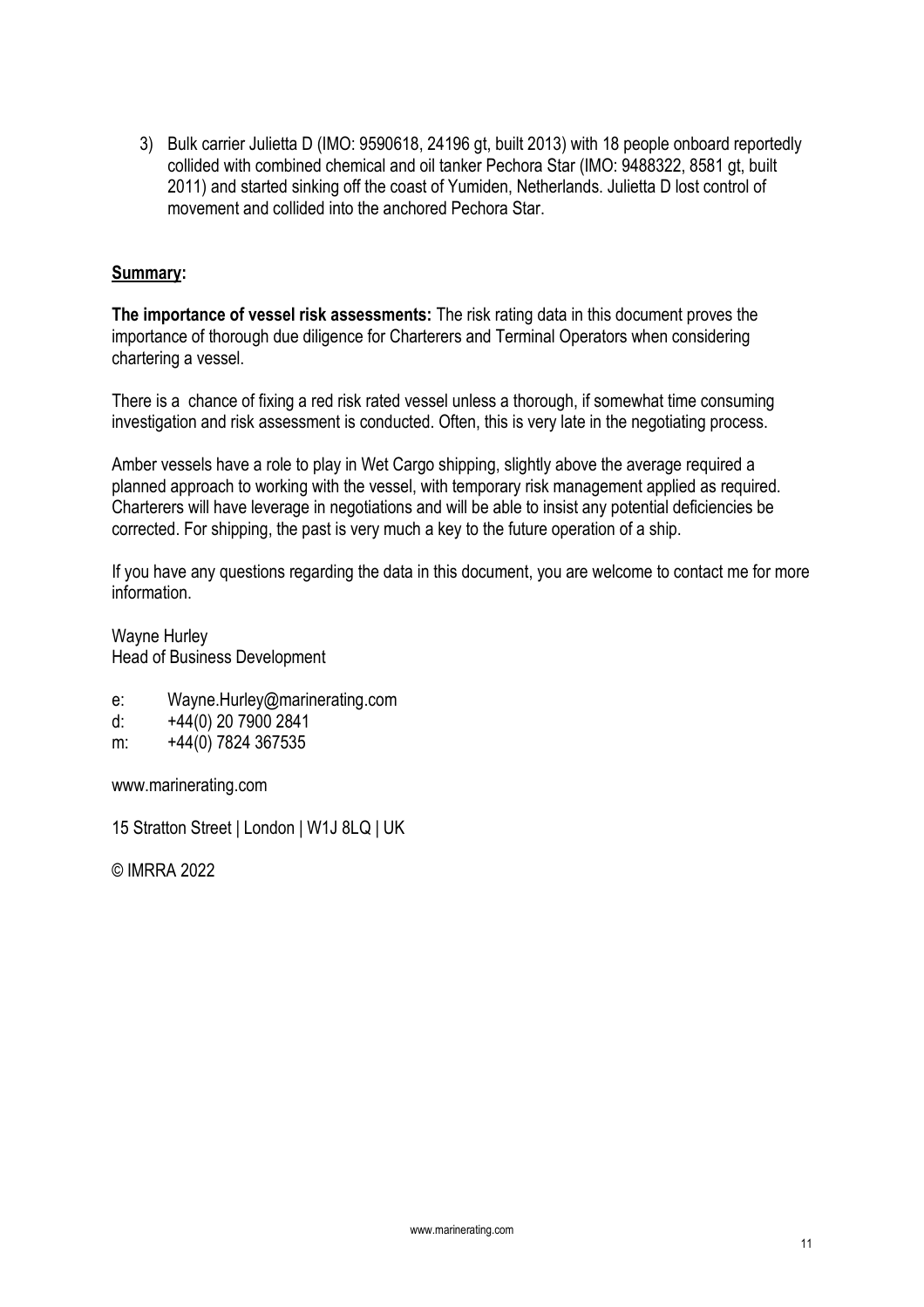3) Bulk carrier Julietta D (IMO: 9590618, 24196 gt, built 2013) with 18 people onboard reportedly collided with combined chemical and oil tanker Pechora Star (IMO: 9488322, 8581 gt, built 2011) and started sinking off the coast of Yumiden, Netherlands. Julietta D lost control of movement and collided into the anchored Pechora Star.

**Summary:**

**The importance of vessel risk assessments:** The risk rating data in this document proves the importance of thorough due diligence for Charterers and Terminal Operators when considering chartering a vessel.

There is a chance of fixing a red risk rated vessel unless a thorough, if somewhat time consuming investigation and risk assessment is conducted. Often, this is very late in the negotiating process.

Amber vessels have a role to play in Wet Cargo shipping, slightly above the average required a planned approach to working with the vessel, with temporary risk management applied as required. Charterers will have leverage in negotiations and will be able to insist any potential deficiencies be corrected. For shipping, the past is very much a key to the future operation of a ship.

If you have any questions regarding the data in this document, you are welcome to contact me for more information.

Wayne Hurley
Head of Business Development

e: Wayne.Hurley@marinerating.com
d: +44(0) 20 7900 2841
m: +44(0) 7824 367535

www.marinerating.com

15 Stratton Street | London | W1J 8LQ | UK

© IMRRA 2022